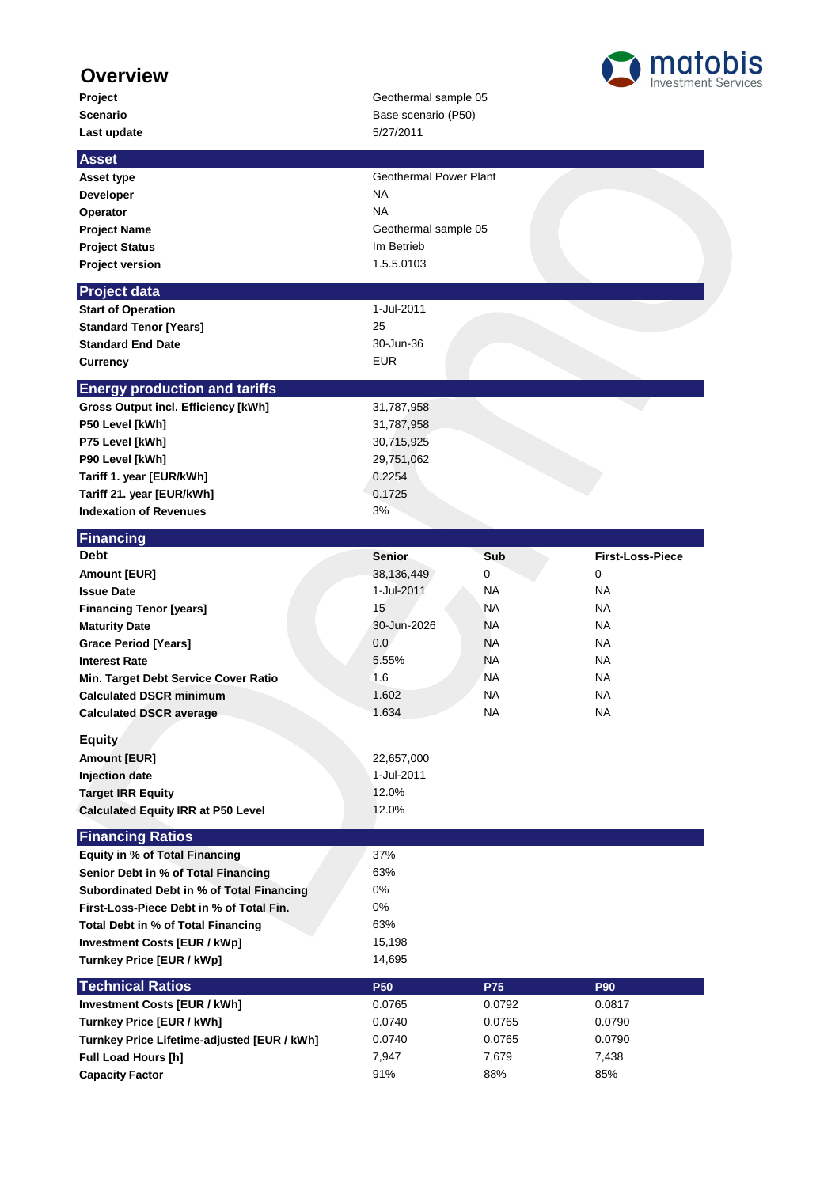# Overview

matobis Investment Services

| | |
|---|---|
| **Project** | Geothermal sample 05 |
| **Scenario** | Base scenario (P50) |
| **Last update** | 5/27/2011 |

## Asset

| | |
|---|---|
| **Asset type** | Geothermal Power Plant |
| **Developer** | NA |
| **Operator** | NA |
| **Project Name** | Geothermal sample 05 |
| **Project Status** | Im Betrieb |
| **Project version** | 1.5.5.0103 |

## Project data

| | |
|---|---|
| **Start of Operation** | 1-Jul-2011 |
| **Standard Tenor [Years]** | 25 |
| **Standard End Date** | 30-Jun-36 |
| **Currency** | EUR |

## Energy production and tariffs

| | |
|---|---|
| **Gross Output incl. Efficiency [kWh]** | 31,787,958 |
| **P50 Level [kWh]** | 31,787,958 |
| **P75 Level [kWh]** | 30,715,925 |
| **P90 Level [kWh]** | 29,751,062 |
| **Tariff 1. year [EUR/kWh]** | 0.2254 |
| **Tariff 21. year [EUR/kWh]** | 0.1725 |
| **Indexation of Revenues** | 3% |

## Financing

| **Debt** | **Senior** | **Sub** | **First-Loss-Piece** |
|---|---|---|---|
| **Amount [EUR]** | 38,136,449 | 0 | 0 |
| **Issue Date** | 1-Jul-2011 | NA | NA |
| **Financing Tenor [years]** | 15 | NA | NA |
| **Maturity Date** | 30-Jun-2026 | NA | NA |
| **Grace Period [Years]** | 0.0 | NA | NA |
| **Interest Rate** | 5.55% | NA | NA |
| **Min. Target Debt Service Cover Ratio** | 1.6 | NA | NA |
| **Calculated DSCR minimum** | 1.602 | NA | NA |
| **Calculated DSCR average** | 1.634 | NA | NA |

**Equity**

| | |
|---|---|
| **Amount [EUR]** | 22,657,000 |
| **Injection date** | 1-Jul-2011 |
| **Target IRR Equity** | 12.0% |
| **Calculated Equity IRR at P50 Level** | 12.0% |

## Financing Ratios

| | |
|---|---|
| **Equity in % of Total Financing** | 37% |
| **Senior Debt in % of Total Financing** | 63% |
| **Subordinated Debt in % of Total Financing** | 0% |
| **First-Loss-Piece Debt in % of Total Fin.** | 0% |
| **Total Debt in % of Total Financing** | 63% |
| **Investment Costs [EUR / kWp]** | 15,198 |
| **Turnkey Price [EUR / kWp]** | 14,695 |

## Technical Ratios

| | **P50** | **P75** | **P90** |
|---|---|---|---|
| **Investment Costs [EUR / kWh]** | 0.0765 | 0.0792 | 0.0817 |
| **Turnkey Price [EUR / kWh]** | 0.0740 | 0.0765 | 0.0790 |
| **Turnkey Price Lifetime-adjusted [EUR / kWh]** | 0.0740 | 0.0765 | 0.0790 |
| **Full Load Hours [h]** | 7,947 | 7,679 | 7,438 |
| **Capacity Factor** | 91% | 88% | 85% |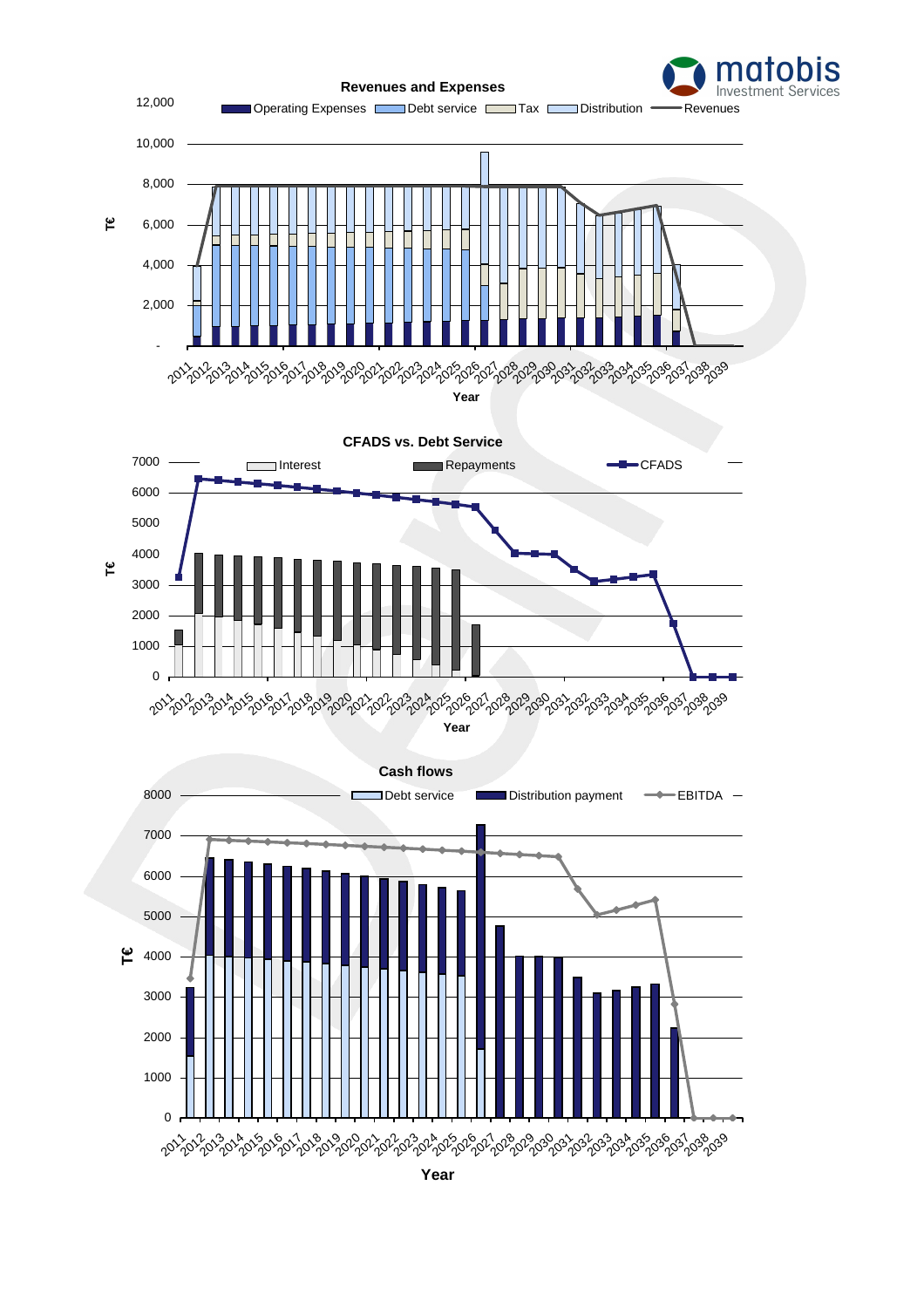### Revenues and Expenses

Legend: Operating Expenses, Debt service, Tax, Distribution, Revenues

Y-axis: T€ (0 – 12,000)

X-axis: Year (2011 – 2039)

### CFADS vs. Debt Service

Legend: Interest, Repayments, CFADS

Y-axis: T€ (0 – 7000)

X-axis: Year (2011 – 2039)

### Cash flows

Legend: Debt service, Distribution payment, EBITDA

Y-axis: T€ (0 – 8000)

X-axis: Year (2011 – 2039)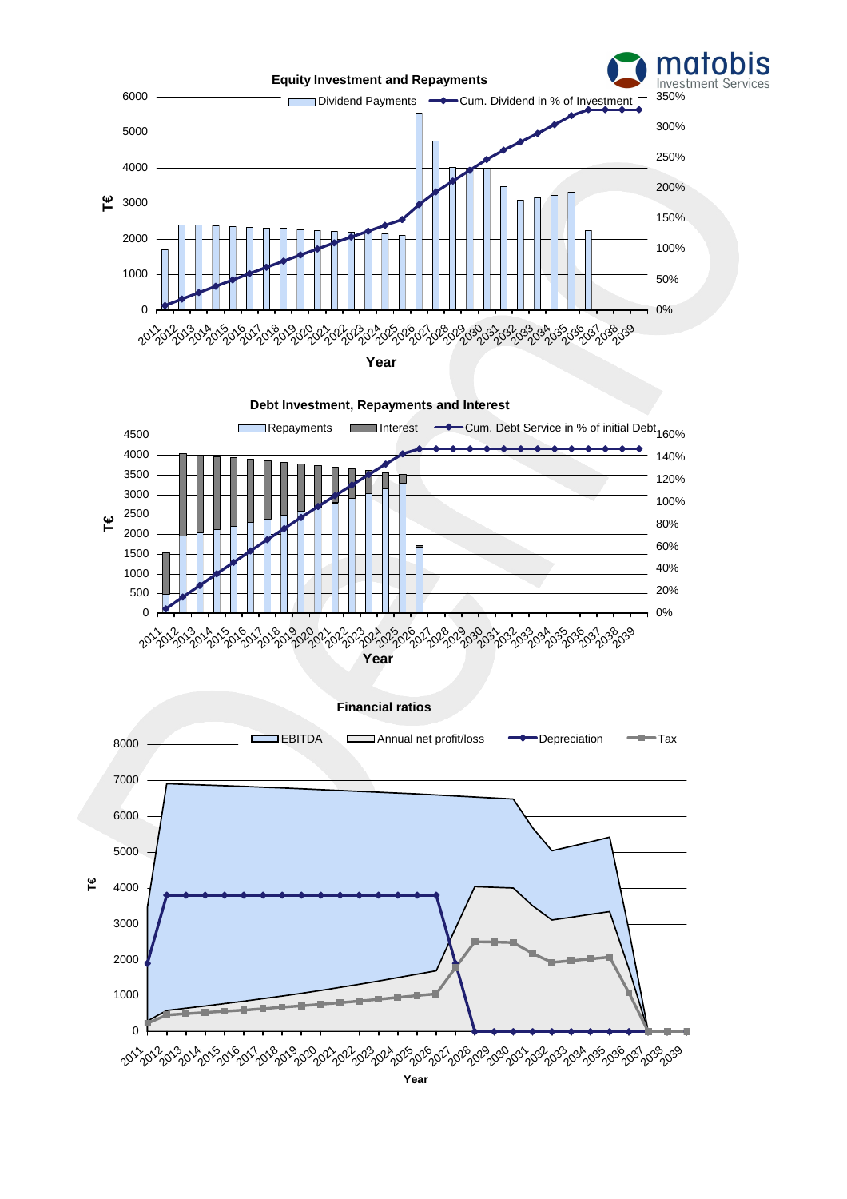**Equity Investment and Repayments**

Dividend Payments — Cum. Dividend in % of Investment

T€

Year

**Debt Investment, Repayments and Interest**

Repayments — Interest — Cum. Debt Service in % of initial Debt

T€

Year

**Financial ratios**

EBITDA — Annual net profit/loss — Depreciation — Tax

T€

Year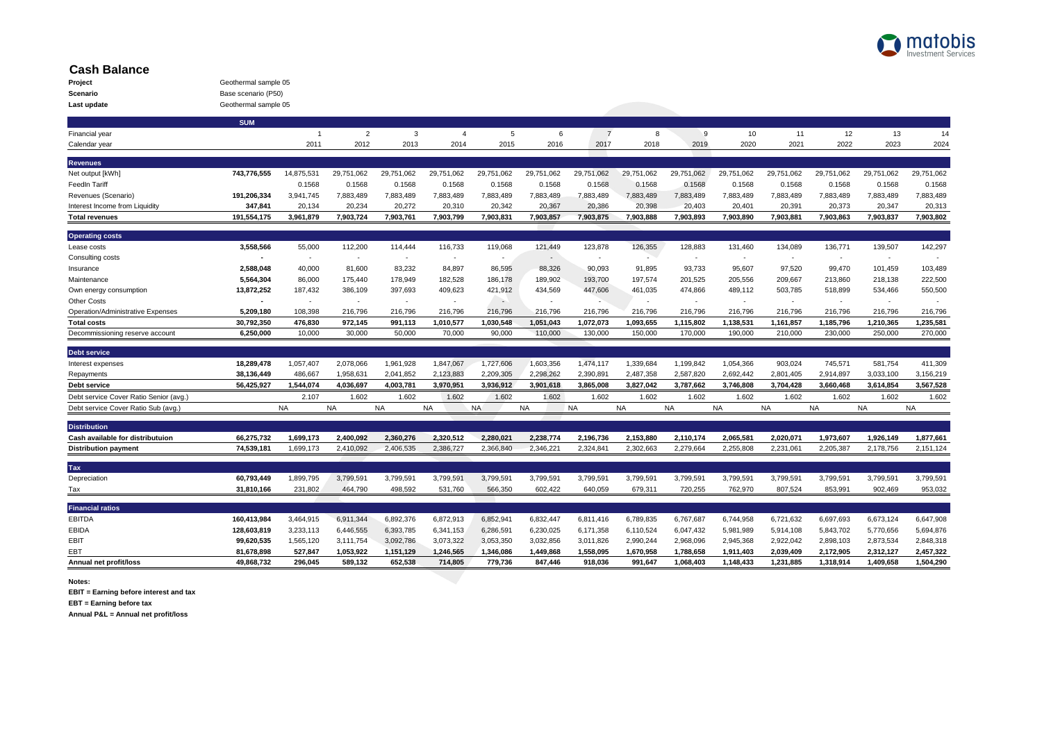# Cash Balance

**Project** Geothermal sample 05
**Scenario** Base scenario (P50)
**Last update** Geothermal sample 05

| | SUM | | | | | | | | | | | | | | |
|---|---|---|---|---|---|---|---|---|---|---|---|---|---|---|---|
| Financial year | | 1 | 2 | 3 | 4 | 5 | 6 | 7 | 8 | 9 | 10 | 11 | 12 | 13 | 14 |
| Calendar year | | 2011 | 2012 | 2013 | 2014 | 2015 | 2016 | 2017 | 2018 | 2019 | 2020 | 2021 | 2022 | 2023 | 2024 |
| **Revenues** | | | | | | | | | | | | | | | |
| Net output [kWh] | **743,776,555** | 14,875,531 | 29,751,062 | 29,751,062 | 29,751,062 | 29,751,062 | 29,751,062 | 29,751,062 | 29,751,062 | 29,751,062 | 29,751,062 | 29,751,062 | 29,751,062 | 29,751,062 | 29,751,062 |
| FeedIn Tariff | | 0.1568 | 0.1568 | 0.1568 | 0.1568 | 0.1568 | 0.1568 | 0.1568 | 0.1568 | 0.1568 | 0.1568 | 0.1568 | 0.1568 | 0.1568 | 0.1568 |
| Revenues (Scenario) | **191,206,334** | 3,941,745 | 7,883,489 | 7,883,489 | 7,883,489 | 7,883,489 | 7,883,489 | 7,883,489 | 7,883,489 | 7,883,489 | 7,883,489 | 7,883,489 | 7,883,489 | 7,883,489 | 7,883,489 |
| Interest Income from Liquidity | **347,841** | 20,134 | 20,234 | 20,272 | 20,310 | 20,342 | 20,367 | 20,386 | 20,398 | 20,403 | 20,401 | 20,391 | 20,373 | 20,347 | 20,313 |
| **Total revenues** | **191,554,175** | **3,961,879** | **7,903,724** | **7,903,761** | **7,903,799** | **7,903,831** | **7,903,857** | **7,903,875** | **7,903,888** | **7,903,893** | **7,903,890** | **7,903,881** | **7,903,863** | **7,903,837** | **7,903,802** |
| **Operating costs** | | | | | | | | | | | | | | | |
| Lease costs | **3,558,566** | 55,000 | 112,200 | 114,444 | 116,733 | 119,068 | 121,449 | 123,878 | 126,355 | 128,883 | 131,460 | 134,089 | 136,771 | 139,507 | 142,297 |
| Consulting costs | **-** | - | - | - | - | - | - | - | - | - | - | - | - | - | - |
| Insurance | **2,588,048** | 40,000 | 81,600 | 83,232 | 84,897 | 86,595 | 88,326 | 90,093 | 91,895 | 93,733 | 95,607 | 97,520 | 99,470 | 101,459 | 103,489 |
| Maintenance | **5,564,304** | 86,000 | 175,440 | 178,949 | 182,528 | 186,178 | 189,902 | 193,700 | 197,574 | 201,525 | 205,556 | 209,667 | 213,860 | 218,138 | 222,500 |
| Own energy consumption | **13,872,252** | 187,432 | 386,109 | 397,693 | 409,623 | 421,912 | 434,569 | 447,606 | 461,035 | 474,866 | 489,112 | 503,785 | 518,899 | 534,466 | 550,500 |
| Other Costs | **-** | - | - | - | - | - | - | - | - | - | - | - | - | - | - |
| Operation/Administrative Expenses | **5,209,180** | 108,398 | 216,796 | 216,796 | 216,796 | 216,796 | 216,796 | 216,796 | 216,796 | 216,796 | 216,796 | 216,796 | 216,796 | 216,796 | 216,796 |
| **Total costs** | **30,792,350** | **476,830** | **972,145** | **991,113** | **1,010,577** | **1,030,548** | **1,051,043** | **1,072,073** | **1,093,655** | **1,115,802** | **1,138,531** | **1,161,857** | **1,185,796** | **1,210,365** | **1,235,581** |
| Decommissioning reserve account | **6,250,000** | 10,000 | 30,000 | 50,000 | 70,000 | 90,000 | 110,000 | 130,000 | 150,000 | 170,000 | 190,000 | 210,000 | 230,000 | 250,000 | 270,000 |
| **Debt service** | | | | | | | | | | | | | | | |
| Interest expenses | **18,289,478** | 1,057,407 | 2,078,066 | 1,961,928 | 1,847,067 | 1,727,606 | 1,603,356 | 1,474,117 | 1,339,684 | 1,199,842 | 1,054,366 | 903,024 | 745,571 | 581,754 | 411,309 |
| Repayments | **38,136,449** | 486,667 | 1,958,631 | 2,041,852 | 2,123,883 | 2,209,305 | 2,298,262 | 2,390,891 | 2,487,358 | 2,587,820 | 2,692,442 | 2,801,405 | 2,914,897 | 3,033,100 | 3,156,219 |
| **Debt service** | **56,425,927** | **1,544,074** | **4,036,697** | **4,003,781** | **3,970,951** | **3,936,912** | **3,901,618** | **3,865,008** | **3,827,042** | **3,787,662** | **3,746,808** | **3,704,428** | **3,660,468** | **3,614,854** | **3,567,528** |
| Debt service Cover Ratio Senior (avg.) | | 2.107 | 1.602 | 1.602 | 1.602 | 1.602 | 1.602 | 1.602 | 1.602 | 1.602 | 1.602 | 1.602 | 1.602 | 1.602 | 1.602 |
| Debt service Cover Ratio Sub (avg.) | | NA | NA | NA | NA | NA | NA | NA | NA | NA | NA | NA | NA | NA | NA |
| **Distribution** | | | | | | | | | | | | | | | |
| **Cash available for distributuion** | **66,275,732** | **1,699,173** | **2,400,092** | **2,360,276** | **2,320,512** | **2,280,021** | **2,238,774** | **2,196,736** | **2,153,880** | **2,110,174** | **2,065,581** | **2,020,071** | **1,973,607** | **1,926,149** | **1,877,661** |
| **Distribution payment** | **74,539,181** | **1,699,173** | **2,410,092** | **2,406,535** | **2,386,727** | **2,366,840** | **2,346,221** | **2,324,841** | **2,302,663** | **2,279,664** | **2,255,808** | **2,231,061** | **2,205,387** | **2,178,756** | **2,151,124** |
| **Tax** | | | | | | | | | | | | | | | |
| Depreciation | **60,793,449** | 1,899,795 | 3,799,591 | 3,799,591 | 3,799,591 | 3,799,591 | 3,799,591 | 3,799,591 | 3,799,591 | 3,799,591 | 3,799,591 | 3,799,591 | 3,799,591 | 3,799,591 | 3,799,591 |
| Tax | **31,810,166** | 231,802 | 464,790 | 498,592 | 531,760 | 566,350 | 602,422 | 640,059 | 679,311 | 720,255 | 762,970 | 807,524 | 853,991 | 902,469 | 953,032 |
| **Financial ratios** | | | | | | | | | | | | | | | |
| EBITDA | **160,413,984** | 3,464,915 | 6,911,344 | 6,892,376 | 6,872,913 | 6,852,941 | 6,832,447 | 6,811,416 | 6,789,835 | 6,767,687 | 6,744,958 | 6,721,632 | 6,697,693 | 6,673,124 | 6,647,908 |
| EBIDA | **128,603,819** | 3,233,113 | 6,446,555 | 6,393,785 | 6,341,153 | 6,286,591 | 6,230,025 | 6,171,358 | 6,110,524 | 6,047,432 | 5,981,989 | 5,914,108 | 5,843,702 | 5,770,656 | 5,694,876 |
| EBIT | **99,620,535** | 1,565,120 | 3,111,754 | 3,092,786 | 3,073,322 | 3,053,350 | 3,032,856 | 3,011,826 | 2,990,244 | 2,968,096 | 2,945,368 | 2,922,042 | 2,898,103 | 2,873,534 | 2,848,318 |
| EBT | **81,678,898** | **527,847** | **1,053,922** | **1,151,129** | **1,246,565** | **1,346,086** | **1,449,868** | **1,558,095** | **1,670,958** | **1,788,658** | **1,911,403** | **2,039,409** | **2,172,905** | **2,312,127** | **2,457,322** |
| **Annual net profit/loss** | **49,868,732** | **296,045** | **589,132** | **652,538** | **714,805** | **779,736** | **847,446** | **918,036** | **991,647** | **1,068,403** | **1,148,433** | **1,231,885** | **1,318,914** | **1,409,658** | **1,504,290** |

**Notes:**

**EBIT = Earning before interest and tax**

**EBT = Earning before tax**

**Annual P&L = Annual net profit/loss**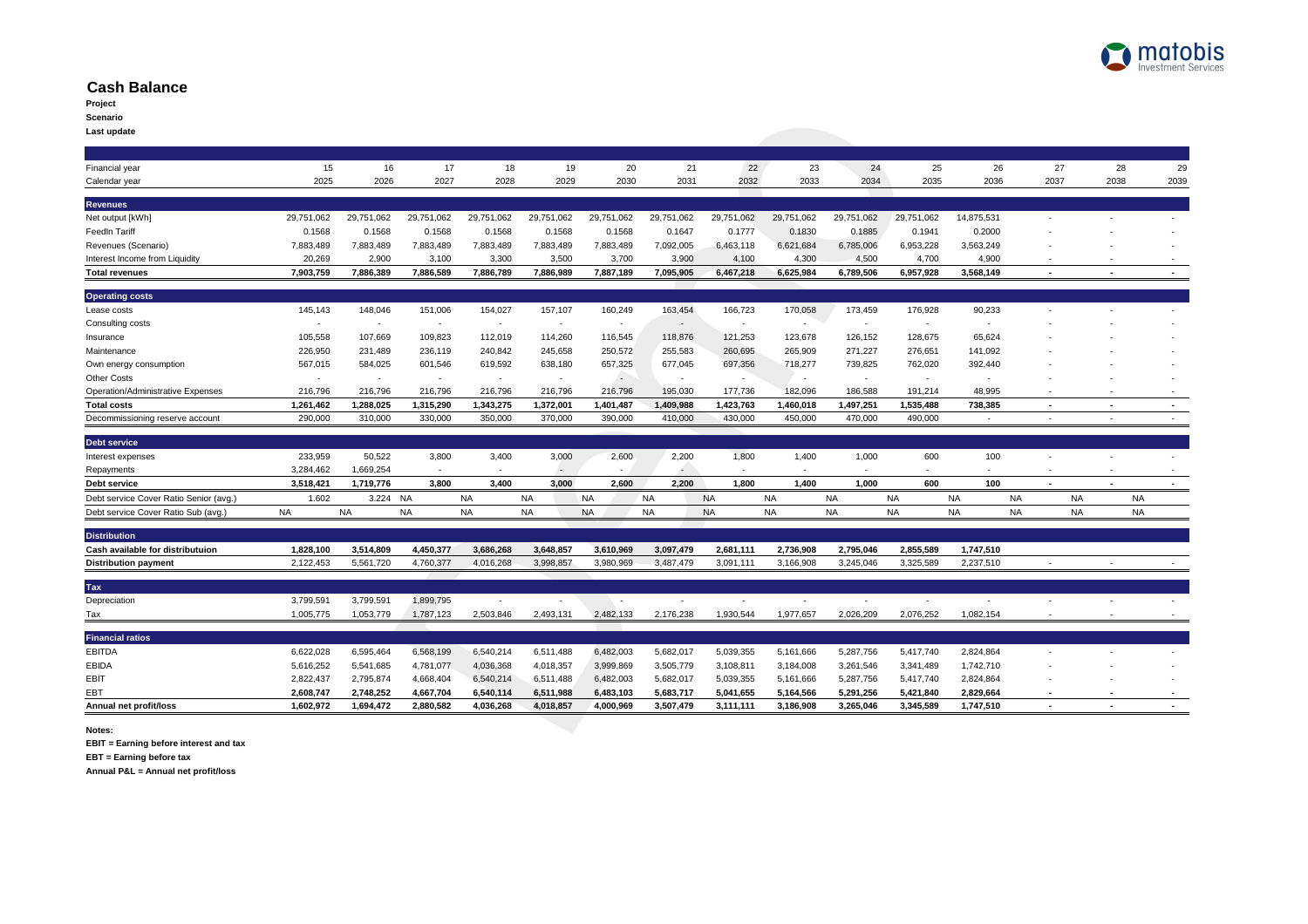## Cash Balance

**Project**

**Scenario**

**Last update**

| | | | | | | | | | | | | | | | |
|---|---|---|---|---|---|---|---|---|---|---|---|---|---|---|---|
| Financial year | 15 | 16 | 17 | 18 | 19 | 20 | 21 | 22 | 23 | 24 | 25 | 26 | 27 | 28 | 29 |
| Calendar year | 2025 | 2026 | 2027 | 2028 | 2029 | 2030 | 2031 | 2032 | 2033 | 2034 | 2035 | 2036 | 2037 | 2038 | 2039 |
| **Revenues** | | | | | | | | | | | | | | | |
| Net output [kWh] | 29,751,062 | 29,751,062 | 29,751,062 | 29,751,062 | 29,751,062 | 29,751,062 | 29,751,062 | 29,751,062 | 29,751,062 | 29,751,062 | 29,751,062 | 14,875,531 | - | - | - |
| FeedIn Tariff | 0.1568 | 0.1568 | 0.1568 | 0.1568 | 0.1568 | 0.1568 | 0.1647 | 0.1777 | 0.1830 | 0.1885 | 0.1941 | 0.2000 | - | - | - |
| Revenues (Scenario) | 7,883,489 | 7,883,489 | 7,883,489 | 7,883,489 | 7,883,489 | 7,883,489 | 7,092,005 | 6,463,118 | 6,621,684 | 6,785,006 | 6,953,228 | 3,563,249 | - | - | - |
| Interest Income from Liquidity | 20,269 | 2,900 | 3,100 | 3,300 | 3,500 | 3,700 | 3,900 | 4,100 | 4,300 | 4,500 | 4,700 | 4,900 | - | - | - |
| **Total revenues** | **7,903,759** | **7,886,389** | **7,886,589** | **7,886,789** | **7,886,989** | **7,887,189** | **7,095,905** | **6,467,218** | **6,625,984** | **6,789,506** | **6,957,928** | **3,568,149** | **-** | **-** | **-** |
| **Operating costs** | | | | | | | | | | | | | | | |
| Lease costs | 145,143 | 148,046 | 151,006 | 154,027 | 157,107 | 160,249 | 163,454 | 166,723 | 170,058 | 173,459 | 176,928 | 90,233 | - | - | - |
| Consulting costs | - | - | - | - | - | - | - | - | - | - | - | - | - | - | - |
| Insurance | 105,558 | 107,669 | 109,823 | 112,019 | 114,260 | 116,545 | 118,876 | 121,253 | 123,678 | 126,152 | 128,675 | 65,624 | - | - | - |
| Maintenance | 226,950 | 231,489 | 236,119 | 240,842 | 245,658 | 250,572 | 255,583 | 260,695 | 265,909 | 271,227 | 276,651 | 141,092 | - | - | - |
| Own energy consumption | 567,015 | 584,025 | 601,546 | 619,592 | 638,180 | 657,325 | 677,045 | 697,356 | 718,277 | 739,825 | 762,020 | 392,440 | - | - | - |
| Other Costs | - | - | - | - | - | - | - | - | - | - | - | - | - | - | - |
| Operation/Administrative Expenses | 216,796 | 216,796 | 216,796 | 216,796 | 216,796 | 216,796 | 195,030 | 177,736 | 182,096 | 186,588 | 191,214 | 48,995 | - | - | - |
| **Total costs** | **1,261,462** | **1,288,025** | **1,315,290** | **1,343,275** | **1,372,001** | **1,401,487** | **1,409,988** | **1,423,763** | **1,460,018** | **1,497,251** | **1,535,488** | **738,385** | **-** | **-** | **-** |
| Decommissioning reserve account | 290,000 | 310,000 | 330,000 | 350,000 | 370,000 | 390,000 | 410,000 | 430,000 | 450,000 | 470,000 | 490,000 | - | - | - | - |
| **Debt service** | | | | | | | | | | | | | | | |
| Interest expenses | 233,959 | 50,522 | 3,800 | 3,400 | 3,000 | 2,600 | 2,200 | 1,800 | 1,400 | 1,000 | 600 | 100 | - | - | - |
| Repayments | 3,284,462 | 1,669,254 | - | - | - | - | - | - | - | - | - | - | - | - | - |
| **Debt service** | **3,518,421** | **1,719,776** | **3,800** | **3,400** | **3,000** | **2,600** | **2,200** | **1,800** | **1,400** | **1,000** | **600** | **100** | **-** | **-** | **-** |
| Debt service Cover Ratio Senior (avg.) | 1.602 | 3.224 | NA | NA | NA | NA | NA | NA | NA | NA | NA | NA | NA | NA | NA |
| Debt service Cover Ratio Sub (avg.) | NA | NA | NA | NA | NA | NA | NA | NA | NA | NA | NA | NA | NA | NA | NA |
| **Distribution** | | | | | | | | | | | | | | | |
| **Cash available for distributuion** | **1,828,100** | **3,514,809** | **4,450,377** | **3,686,268** | **3,648,857** | **3,610,969** | **3,097,479** | **2,681,111** | **2,736,908** | **2,795,046** | **2,855,589** | **1,747,510** | | | |
| **Distribution payment** | 2,122,453 | 5,561,720 | 4,760,377 | 4,016,268 | 3,998,857 | 3,980,969 | 3,487,479 | 3,091,111 | 3,166,908 | 3,245,046 | 3,325,589 | 2,237,510 | - | - | - |
| **Tax** | | | | | | | | | | | | | | | |
| Depreciation | 3,799,591 | 3,799,591 | 1,899,795 | - | - | - | - | - | - | - | - | - | - | - | - |
| Tax | 1,005,775 | 1,053,779 | 1,787,123 | 2,503,846 | 2,493,131 | 2,482,133 | 2,176,238 | 1,930,544 | 1,977,657 | 2,026,209 | 2,076,252 | 1,082,154 | - | - | - |
| **Financial ratios** | | | | | | | | | | | | | | | |
| EBITDA | 6,622,028 | 6,595,464 | 6,568,199 | 6,540,214 | 6,511,488 | 6,482,003 | 5,682,017 | 5,039,355 | 5,161,666 | 5,287,756 | 5,417,740 | 2,824,864 | - | - | - |
| EBIDA | 5,616,252 | 5,541,685 | 4,781,077 | 4,036,368 | 4,018,357 | 3,999,869 | 3,505,779 | 3,108,811 | 3,184,008 | 3,261,546 | 3,341,489 | 1,742,710 | - | - | - |
| EBIT | 2,822,437 | 2,795,874 | 4,668,404 | 6,540,214 | 6,511,488 | 6,482,003 | 5,682,017 | 5,039,355 | 5,161,666 | 5,287,756 | 5,417,740 | 2,824,864 | - | - | - |
| EBT | **2,608,747** | **2,748,252** | **4,667,704** | **6,540,114** | **6,511,988** | **6,483,103** | **5,683,717** | **5,041,655** | **5,164,566** | **5,291,256** | **5,421,840** | **2,829,664** | **-** | **-** | **-** |
| **Annual net profit/loss** | **1,602,972** | **1,694,472** | **2,880,582** | **4,036,268** | **4,018,857** | **4,000,969** | **3,507,479** | **3,111,111** | **3,186,908** | **3,265,046** | **3,345,589** | **1,747,510** | **-** | **-** | **-** |

**Notes:**

**EBIT = Earning before interest and tax**

**EBT = Earning before tax**

**Annual P&L = Annual net profit/loss**